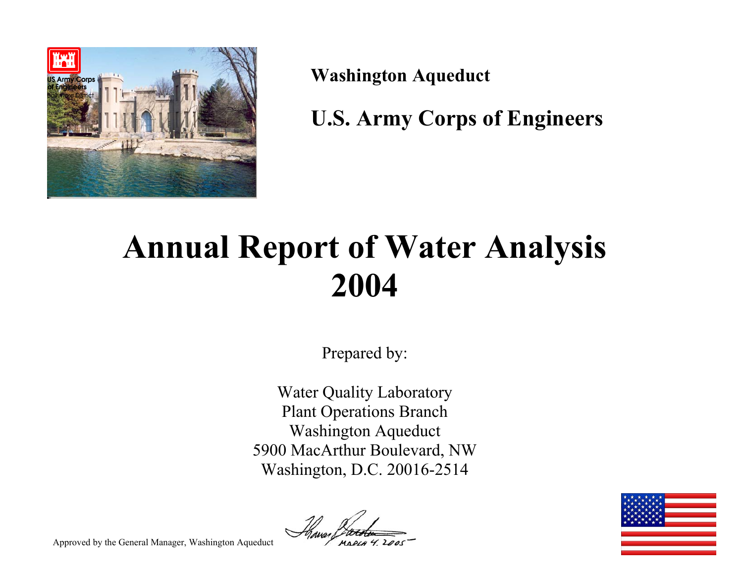**Washington Aqueduct**

**U.S. Army Corps of Engineers**

# Annual Report of Water Analysis 2004

Prepared by:

Water Quality Laboratory
Plant Operations Branch
Washington Aqueduct
5900 MacArthur Boulevard, NW
Washington, D.C. 20016-2514

Approved by the General Manager, Washington Aqueduct

March 4, 2005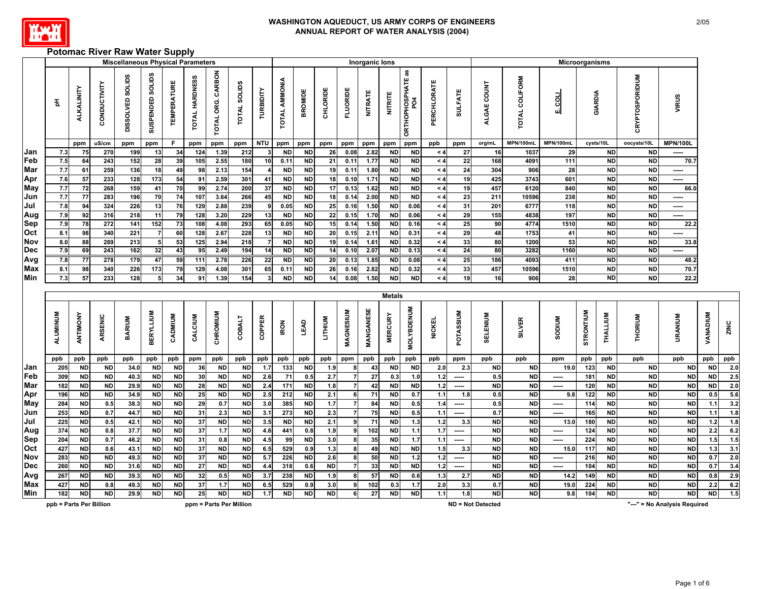# WASHINGTON AQUEDUCT, US ARMY CORPS OF ENGINEERS
## ANNUAL REPORT OF WATER ANALYSIS (2004)

2/05

## Potomac River Raw Water Supply

| | Miscellaneous Physical Parameters | | | | | | | | | | Inorganic Ions | | | | | | | | | | Microorganisms | | | | | |
|---|---|---|---|---|---|---|---|---|---|---|---|---|---|---|---|---|---|---|---|---|---|---|---|---|---|---|
| | pH | ALKALINITY | CONDUCTIVITY | DISSOLVED SOLIDS | SUSPENDED SOLIDS | TEMPERATURE | TOTAL HARDNESS | TOTAL ORG. CARBON | TOTAL SOLIDS | TURBIDITY | TOTAL AMMONIA | BROMIDE | CHLORIDE | FLUORIDE | NITRATE | NITRITE | ORTHOPHOSPHATE as PO4 | PERCHLORATE | SULFATE | ALGAE COUNT | TOTAL COLIFORM | E.COLI | GIARDIA | CRYPTOSPORIDIUM | VIRUS |
| | | ppm | uS/cm | ppm | ppm | F | ppm | ppm | ppm | NTU | ppm | ppm | ppm | ppm | ppm | ppm | ppm | ppb | ppm | org/mL | MPN/100mL | MPN/100mL | cysts/10L | oocysts/10L | MPN/100L |
| Jan | 7.3 | 75 | 270 | 199 | 13 | 34 | 124 | 1.39 | 212 | 3 | ND | ND | 26 | 0.08 | 2.82 | ND | ND | < 4 | 27 | 16 | 1037 | 29 | ND | ND | ----- |
| Feb | 7.5 | 64 | 243 | 152 | 28 | 39 | 105 | 2.55 | 180 | 10 | 0.11 | ND | 21 | 0.11 | 1.77 | ND | ND | < 4 | 22 | 168 | 4091 | 111 | ND | ND | 70.7 |
| Mar | 7.7 | 61 | 259 | 136 | 18 | 49 | 98 | 2.13 | 154 | 4 | ND | ND | 19 | 0.11 | 1.80 | ND | ND | < 4 | 24 | 304 | 906 | 28 | ND | ND | ----- |
| Apr | 7.6 | 57 | 233 | 128 | 173 | 54 | 91 | 2.59 | 301 | 41 | ND | ND | 18 | 0.10 | 1.71 | ND | ND | < 4 | 19 | 425 | 3743 | 601 | ND | ND | ----- |
| May | 7.7 | 72 | 268 | 159 | 41 | 70 | 99 | 2.74 | 200 | 37 | ND | ND | 17 | 0.13 | 1.62 | ND | ND | < 4 | 19 | 457 | 6120 | 840 | ND | ND | 66.0 |
| Jun | 7.7 | 77 | 283 | 196 | 70 | 74 | 107 | 3.64 | 266 | 45 | ND | ND | 18 | 0.14 | 2.00 | ND | ND | < 4 | 23 | 211 | 10596 | 238 | ND | ND | ----- |
| Jul | 7.8 | 94 | 324 | 226 | 13 | 76 | 129 | 2.88 | 239 | 9 | 0.05 | ND | 25 | 0.16 | 1.50 | ND | 0.06 | < 4 | 31 | 201 | 6777 | 118 | ND | ND | ----- |
| Aug | 7.9 | 92 | 316 | 218 | 11 | 79 | 128 | 3.20 | 229 | 13 | ND | ND | 22 | 0.15 | 1.70 | ND | 0.06 | < 4 | 29 | 155 | 4838 | 197 | ND | ND | ----- |
| Sep | 7.9 | 78 | 272 | 141 | 152 | 73 | 108 | 4.08 | 293 | 65 | 0.05 | ND | 15 | 0.14 | 1.50 | ND | 0.16 | < 4 | 25 | 90 | 4774 | 1510 | ND | ND | 22.2 |
| Oct | 8.1 | 98 | 340 | 221 | 7 | 60 | 128 | 2.67 | 228 | 13 | ND | ND | 20 | 0.15 | 2.11 | ND | 0.31 | < 4 | 29 | 48 | 1753 | 41 | ND | ND | ----- |
| Nov | 8.0 | 88 | 289 | 213 | 5 | 53 | 125 | 2.94 | 218 | 7 | ND | ND | 19 | 0.14 | 1.61 | ND | 0.32 | < 4 | 33 | 80 | 1200 | 53 | ND | ND | 33.8 |
| Dec | 7.9 | 69 | 243 | 162 | 32 | 43 | 95 | 2.49 | 194 | 14 | ND | ND | 14 | 0.10 | 2.07 | ND | 0.13 | < 4 | 24 | 80 | 3282 | 1160 | ND | ND | ----- |
| Avg | 7.8 | 77 | 278 | 179 | 47 | 59 | 111 | 2.78 | 226 | 22 | ND | ND | 20 | 0.13 | 1.85 | ND | 0.08 | < 4 | 25 | 186 | 4093 | 411 | ND | ND | 48.2 |
| Max | 8.1 | 98 | 340 | 226 | 173 | 79 | 129 | 4.08 | 301 | 65 | 0.11 | ND | 26 | 0.16 | 2.82 | ND | 0.32 | < 4 | 33 | 457 | 10596 | 1510 | ND | ND | 70.7 |
| Min | 7.3 | 57 | 233 | 128 | 5 | 34 | 91 | 1.39 | 154 | 3 | ND | ND | 14 | 0.08 | 1.50 | ND | ND | < 4 | 19 | 16 | 906 | 28 | ND | ND | 22.2 |

| | Metals | | | | | | | | | | | | | | | | | | | | | | | | | | | |
|---|---|---|---|---|---|---|---|---|---|---|---|---|---|---|---|---|---|---|---|---|---|---|---|---|---|---|---|---|
| | ALUMINUM | ANTIMONY | ARSENIC | BARIUM | BERYLLIUM | CADMIUM | CALCIUM | CHROMIUM | COBALT | COPPER | IRON | LEAD | LITHIUM | MAGNESIUM | MANGANESE | MERCURY | MOLYBDENUM | NICKEL | POTASSIUM | SELENIUM | SILVER | SODIUM | STRONTIUM | THALLIUM | THORIUM | URANIUM | VANADIUM | ZINC |
| | ppb | ppb | ppb | ppb | ppb | ppb | ppm | ppb | ppb | ppb | ppb | ppb | ppb | ppm | ppb | ppb | ppb | ppb | ppm | ppb | ppb | ppm | ppb | ppb | ppb | ppb | ppb | ppb |
| Jan | 205 | ND | ND | 34.0 | ND | ND | 36 | ND | ND | 1.7 | 133 | ND | 1.9 | 8 | 43 | ND | ND | 2.0 | 2.3 | ND | ND | 19.0 | 123 | ND | ND | ND | ND | 2.0 |
| Feb | 309 | ND | ND | 40.3 | ND | ND | 30 | ND | ND | 2.6 | 71 | 0.5 | 2.7 | 7 | 27 | 0.3 | 1.0 | 1.2 | ----- | 0.5 | ND | ----- | 181 | ND | ND | ND | ND | 2.5 |
| Mar | 182 | ND | ND | 29.9 | ND | ND | 28 | ND | ND | 2.4 | 171 | ND | 1.8 | 7 | 42 | ND | ND | 1.2 | ----- | ND | ND | ----- | 120 | ND | ND | ND | ND | 2.0 |
| Apr | 196 | ND | ND | 34.9 | ND | ND | 25 | ND | ND | 2.5 | 212 | ND | 2.1 | 6 | 71 | ND | 0.7 | 1.1 | 1.8 | 0.5 | ND | 9.8 | 122 | ND | ND | ND | 0.5 | 5.6 |
| May | 284 | ND | 0.5 | 38.3 | ND | ND | 29 | 0.7 | ND | 3.0 | 385 | ND | 1.7 | 7 | 84 | ND | 0.5 | 1.4 | ----- | 0.5 | ND | ----- | 114 | ND | ND | ND | 1.1 | 3.2 |
| Jun | 253 | ND | 0.7 | 44.7 | ND | ND | 31 | 2.3 | ND | 3.1 | 273 | ND | 2.3 | 7 | 75 | ND | 0.5 | 1.1 | ----- | 0.7 | ND | ----- | 165 | ND | ND | ND | 1.1 | 1.8 |
| Jul | 225 | ND | 0.5 | 42.1 | ND | ND | 37 | ND | ND | 3.5 | ND | ND | 2.1 | 9 | 71 | ND | 1.3 | 1.2 | 3.3 | ND | ND | 13.0 | 180 | ND | ND | ND | 1.2 | 1.8 |
| Aug | 374 | ND | 0.8 | 37.7 | ND | ND | 37 | 1.7 | ND | 4.6 | 441 | 0.8 | 1.9 | 9 | 102 | ND | 1.1 | 1.7 | ----- | ND | ND | ----- | 124 | ND | ND | ND | 2.2 | 6.2 |
| Sep | 204 | ND | 0.7 | 46.2 | ND | ND | 31 | 0.8 | ND | 4.5 | 99 | ND | 3.0 | 8 | 35 | ND | 1.7 | 1.1 | ----- | ND | ND | ----- | 224 | ND | ND | ND | 1.5 | 1.5 |
| Oct | 427 | ND | 0.6 | 43.1 | ND | ND | 37 | ND | ND | 6.5 | 529 | 0.9 | 1.3 | 8 | 49 | ND | ND | 1.5 | 3.3 | ND | ND | 15.0 | 117 | ND | ND | ND | 1.3 | 3.1 |
| Nov | 283 | ND | ND | 49.3 | ND | ND | 37 | ND | ND | 5.7 | 226 | ND | 2.6 | 8 | 50 | ND | 1.2 | 1.2 | ----- | ND | ND | ----- | 216 | ND | ND | ND | 0.7 | 2.0 |
| Dec | 260 | ND | ND | 31.6 | ND | ND | 27 | ND | ND | 4.4 | 318 | 0.6 | ND | 7 | 33 | ND | ND | 1.2 | ----- | ND | ND | ----- | 104 | ND | ND | ND | 0.7 | 3.4 |
| Avg | 267 | ND | ND | 39.3 | ND | ND | 32 | 0.5 | ND | 3.7 | 238 | ND | 1.9 | 8 | 57 | ND | 0.6 | 1.3 | 2.7 | ND | ND | 14.2 | 149 | ND | ND | ND | 0.8 | 2.9 |
| Max | 427 | ND | 0.8 | 49.3 | ND | ND | 37 | 1.7 | ND | 6.5 | 529 | 0.9 | 3.0 | 9 | 102 | 0.3 | 1.7 | 2.0 | 3.3 | 0.7 | ND | 19.0 | 224 | ND | ND | ND | 2.2 | 6.2 |
| Min | 182 | ND | ND | 29.9 | ND | ND | 25 | ND | ND | 1.7 | ND | ND | ND | 6 | 27 | ND | ND | 1.1 | 1.8 | ND | ND | 9.8 | 104 | ND | ND | ND | ND | 1.5 |

ppb = Parts Per Billion ppm = Parts Per Million ND = Not Detected "---" = No Analysis Required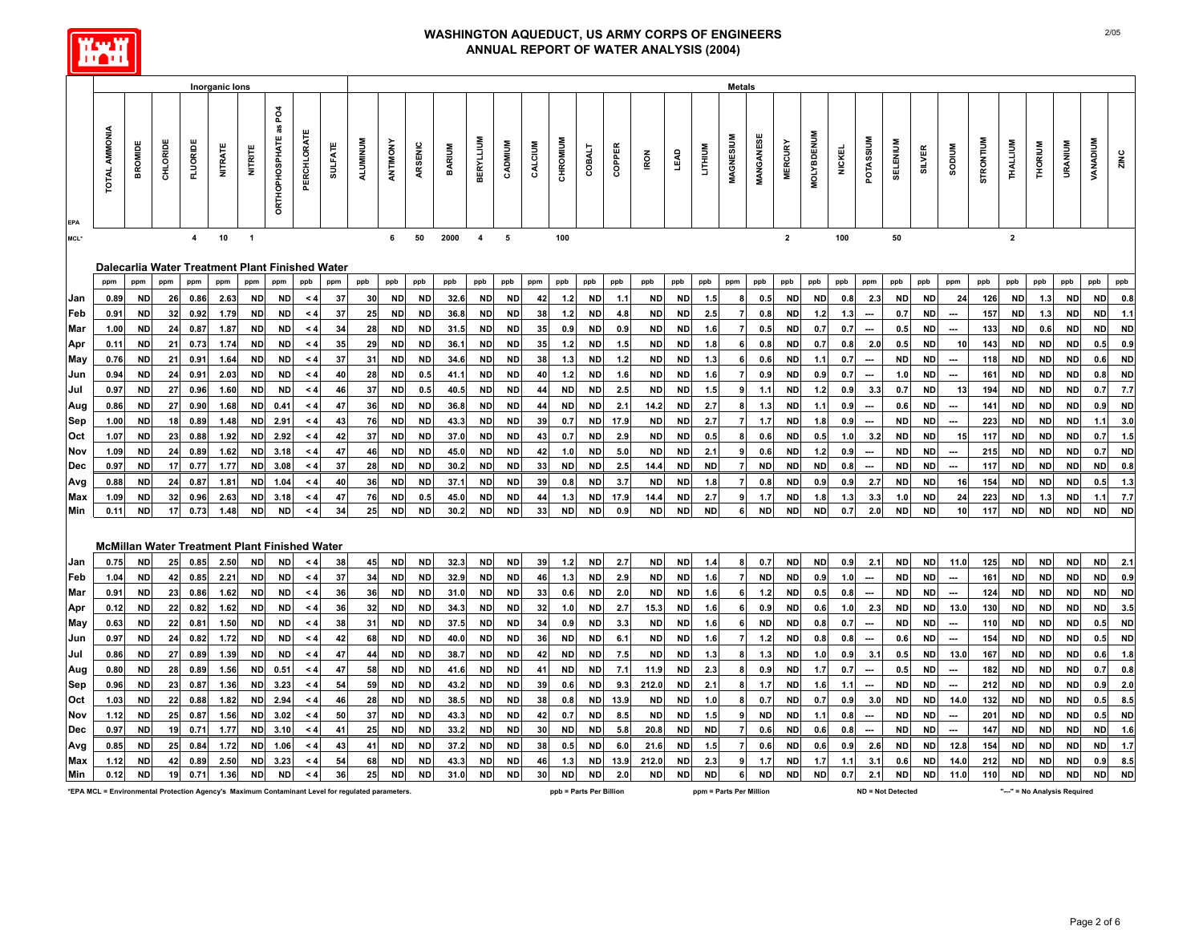# WASHINGTON AQUEDUCT, US ARMY CORPS OF ENGINEERS
## ANNUAL REPORT OF WATER ANALYSIS (2004)

| | Inorganic Ions | | | | | | | | | Metals | | | | | | | | | | | | | | | | | | | | | | | | | | | | |
|---|---|---|---|---|---|---|---|---|---|---|---|---|---|---|---|---|---|---|---|---|---|---|---|---|---|---|---|---|---|---|---|---|---|---|---|---|---|---|
| | TOTAL AMMONIA | BROMIDE | CHLORIDE | FLUORIDE | NITRATE | NITRITE | ORTHOPHOSPHATE as PO4 | PERCHLORATE | SULFATE | ALUMINUM | ANTIMONY | ARSENIC | BARIUM | BERYLLIUM | CADMIUM | CALCIUM | CHROMIUM | COBALT | COPPER | IRON | LEAD | LITHIUM | MAGNESIUM | MANGANESE | MERCURY | MOLYBDENUM | NICKEL | POTASSIUM | SELENIUM | SILVER | SODIUM | STRONTIUM | THALLIUM | THORIUM | URANIUM | VANADIUM | ZINC |
| EPA MCL* | | | | 4 | 10 | 1 | | | | | 6 | 50 | 2000 | 4 | 5 | | 100 | | | | | | | | 2 | | 100 | | 50 | | | | 2 | | | | |
| **Dalecarlia Water Treatment Plant Finished Water** | | | | | | | | | | | | | | | | | | | | | | | | | | | | | | | | | | | | | |
| | ppm | ppm | ppm | ppm | ppm | ppm | ppm | ppb | ppm | ppb | ppb | ppb | ppb | ppb | ppb | ppm | ppb | ppb | ppb | ppb | ppb | ppb | ppm | ppb | ppb | ppb | ppb | ppm | ppb | ppb | ppm | ppb | ppb | ppb | ppb | ppb | ppb |
| Jan | 0.89 | ND | 26 | 0.86 | 2.63 | ND | ND | < 4 | 37 | 30 | ND | ND | 32.6 | ND | ND | 42 | 1.2 | ND | 1.1 | ND | ND | 1.5 | 8 | 0.5 | ND | ND | 0.8 | 2.3 | ND | ND | 24 | 126 | ND | 1.3 | ND | ND | 0.8 |
| Feb | 0.91 | ND | 32 | 0.92 | 1.79 | ND | ND | < 4 | 37 | 25 | ND | ND | 36.8 | ND | ND | 38 | 1.2 | ND | 4.8 | ND | ND | 2.5 | 7 | 0.8 | ND | 1.2 | 1.3 | --- | 0.7 | ND | --- | 157 | ND | 1.3 | ND | ND | 1.1 |
| Mar | 1.00 | ND | 24 | 0.87 | 1.87 | ND | ND | < 4 | 34 | 28 | ND | ND | 31.5 | ND | ND | 35 | 0.9 | ND | 0.9 | ND | ND | 1.6 | 7 | 0.5 | ND | 0.7 | 0.7 | --- | 0.5 | ND | --- | 133 | ND | 0.6 | ND | ND | ND |
| Apr | 0.11 | ND | 21 | 0.73 | 1.74 | ND | ND | < 4 | 35 | 29 | ND | ND | 36.1 | ND | ND | 35 | 1.2 | ND | 1.5 | ND | ND | 1.8 | 6 | 0.8 | ND | 0.7 | 0.8 | 2.0 | 0.5 | ND | 10 | 143 | ND | ND | ND | 0.5 | 0.9 |
| May | 0.76 | ND | 21 | 0.91 | 1.64 | ND | ND | < 4 | 37 | 31 | ND | ND | 34.6 | ND | ND | 38 | 1.3 | ND | 1.2 | ND | ND | 1.3 | 6 | 0.6 | ND | 1.1 | 0.7 | --- | ND | ND | --- | 118 | ND | ND | ND | 0.6 | ND |
| Jun | 0.94 | ND | 24 | 0.91 | 2.03 | ND | ND | < 4 | 40 | 28 | ND | 0.5 | 41.1 | ND | ND | 40 | 1.2 | ND | 1.6 | ND | ND | 1.6 | 7 | 0.9 | ND | 0.9 | 0.7 | --- | 1.0 | ND | --- | 161 | ND | ND | ND | 0.8 | ND |
| Jul | 0.97 | ND | 27 | 0.96 | 1.60 | ND | ND | < 4 | 46 | 37 | ND | 0.5 | 40.5 | ND | ND | 44 | ND | ND | 2.5 | ND | ND | 1.5 | 9 | 1.1 | ND | 1.2 | 0.9 | 3.3 | 0.7 | ND | 13 | 194 | ND | ND | ND | 0.7 | 7.7 |
| Aug | 0.86 | ND | 27 | 0.90 | 1.68 | ND | 0.41 | < 4 | 47 | 36 | ND | ND | 36.8 | ND | ND | 44 | ND | ND | 2.1 | 14.2 | ND | 2.7 | 8 | 1.3 | ND | 1.1 | 0.9 | --- | 0.6 | ND | --- | 141 | ND | ND | ND | 0.9 | ND |
| Sep | 1.00 | ND | 18 | 0.89 | 1.48 | ND | 2.91 | < 4 | 43 | 76 | ND | ND | 43.3 | ND | ND | 39 | 0.7 | ND | 17.9 | ND | ND | 2.7 | 7 | 1.7 | ND | 1.8 | 0.9 | --- | ND | ND | --- | 223 | ND | ND | ND | 1.1 | 3.0 |
| Oct | 1.07 | ND | 23 | 0.88 | 1.92 | ND | 2.92 | < 4 | 42 | 37 | ND | ND | 37.0 | ND | ND | 43 | 0.7 | ND | 2.9 | ND | ND | 0.5 | 8 | 0.6 | ND | 0.5 | 1.0 | 3.2 | ND | ND | 15 | 117 | ND | ND | ND | 0.7 | 1.5 |
| Nov | 1.09 | ND | 24 | 0.89 | 1.62 | ND | 3.18 | < 4 | 47 | 46 | ND | ND | 45.0 | ND | ND | 42 | 1.0 | ND | 5.0 | ND | ND | 2.1 | 9 | 0.6 | ND | 1.2 | 0.9 | --- | ND | ND | --- | 215 | ND | ND | ND | 0.7 | ND |
| Dec | 0.97 | ND | 17 | 0.77 | 1.77 | ND | 3.08 | < 4 | 37 | 28 | ND | ND | 30.2 | ND | ND | 33 | ND | ND | 2.5 | 14.4 | ND | ND | 7 | ND | ND | ND | 0.8 | --- | ND | ND | --- | 117 | ND | ND | ND | ND | 0.8 |
| Avg | 0.88 | ND | 24 | 0.87 | 1.81 | ND | 1.04 | < 4 | 40 | 36 | ND | ND | 37.1 | ND | ND | 39 | 0.8 | ND | 3.7 | ND | ND | 1.8 | 7 | 0.8 | ND | 0.9 | 0.9 | 2.7 | ND | ND | 16 | 154 | ND | ND | ND | 0.5 | 1.3 |
| Max | 1.09 | ND | 32 | 0.96 | 2.63 | ND | 3.18 | < 4 | 47 | 76 | ND | 0.5 | 45.0 | ND | ND | 44 | 1.3 | ND | 17.9 | 14.4 | ND | 2.7 | 9 | 1.7 | ND | 1.8 | 1.3 | 3.3 | 1.0 | ND | 24 | 223 | ND | 1.3 | ND | 1.1 | 7.7 |
| Min | 0.11 | ND | 17 | 0.73 | 1.48 | ND | ND | < 4 | 34 | 25 | ND | ND | 30.2 | ND | ND | 33 | ND | ND | 0.9 | ND | ND | ND | 6 | ND | ND | ND | 0.7 | 2.0 | ND | ND | 10 | 117 | ND | ND | ND | ND | ND |
| **McMillan Water Treatment Plant Finished Water** | | | | | | | | | | | | | | | | | | | | | | | | | | | | | | | | | | | | | |
| Jan | 0.75 | ND | 25 | 0.85 | 2.50 | ND | ND | < 4 | 38 | 45 | ND | ND | 32.3 | ND | ND | 39 | 1.2 | ND | 2.7 | ND | ND | 1.4 | 8 | 0.7 | ND | ND | 0.9 | 2.1 | ND | ND | 11.0 | 125 | ND | ND | ND | ND | 2.1 |
| Feb | 1.04 | ND | 42 | 0.85 | 2.21 | ND | ND | < 4 | 37 | 34 | ND | ND | 32.9 | ND | ND | 46 | 1.3 | ND | 2.9 | ND | ND | 1.6 | 7 | ND | ND | 0.9 | 1.0 | --- | ND | ND | --- | 161 | ND | ND | ND | ND | 0.9 |
| Mar | 0.91 | ND | 23 | 0.86 | 1.62 | ND | ND | < 4 | 36 | 36 | ND | ND | 31.0 | ND | ND | 33 | 0.6 | ND | 2.0 | ND | ND | 1.6 | 6 | 1.2 | ND | 0.5 | 0.8 | --- | ND | ND | --- | 124 | ND | ND | ND | ND | ND |
| Apr | 0.12 | ND | 22 | 0.82 | 1.62 | ND | ND | < 4 | 36 | 32 | ND | ND | 34.3 | ND | ND | 32 | 1.0 | ND | 2.7 | 15.3 | ND | 1.6 | 6 | 0.9 | ND | 0.6 | 1.0 | 2.3 | ND | ND | 13.0 | 130 | ND | ND | ND | ND | 3.5 |
| May | 0.63 | ND | 22 | 0.81 | 1.50 | ND | ND | < 4 | 38 | 31 | ND | ND | 37.5 | ND | ND | 34 | 0.9 | ND | 3.3 | ND | ND | 1.6 | 6 | ND | ND | 0.8 | 0.7 | --- | ND | ND | --- | 110 | ND | ND | ND | 0.5 | ND |
| Jun | 0.97 | ND | 24 | 0.82 | 1.72 | ND | ND | < 4 | 42 | 68 | ND | ND | 40.0 | ND | ND | 36 | ND | ND | 6.1 | ND | ND | 1.6 | 7 | 1.2 | ND | 0.8 | 0.8 | --- | 0.6 | ND | --- | 154 | ND | ND | ND | 0.5 | ND |
| Jul | 0.86 | ND | 27 | 0.89 | 1.39 | ND | ND | < 4 | 47 | 44 | ND | ND | 38.7 | ND | ND | 42 | ND | ND | 7.5 | ND | ND | 1.3 | 8 | 1.3 | ND | 1.0 | 0.9 | 3.1 | 0.5 | ND | 13.0 | 167 | ND | ND | ND | 0.6 | 1.8 |
| Aug | 0.80 | ND | 28 | 0.89 | 1.56 | ND | 0.51 | < 4 | 47 | 58 | ND | ND | 41.6 | ND | ND | 41 | ND | ND | 7.1 | 11.9 | ND | 2.3 | 8 | 0.9 | ND | 1.7 | 0.7 | --- | 0.5 | ND | --- | 182 | ND | ND | ND | 0.7 | 0.8 |
| Sep | 0.96 | ND | 23 | 0.87 | 1.36 | ND | 3.23 | < 4 | 54 | 59 | ND | ND | 43.2 | ND | ND | 39 | 0.6 | ND | 9.3 | 212.0 | ND | 2.1 | 8 | 1.7 | ND | 1.6 | 1.1 | --- | ND | ND | --- | 212 | ND | ND | ND | 0.9 | 2.0 |
| Oct | 1.03 | ND | 22 | 0.88 | 1.82 | ND | 2.94 | < 4 | 46 | 28 | ND | ND | 38.5 | ND | ND | 38 | 0.8 | ND | 13.9 | ND | ND | 1.0 | 8 | 0.7 | ND | 0.7 | 0.9 | 3.0 | ND | ND | 14.0 | 132 | ND | ND | ND | 0.5 | 8.5 |
| Nov | 1.12 | ND | 25 | 0.87 | 1.56 | ND | 3.02 | < 4 | 50 | 37 | ND | ND | 43.3 | ND | ND | 42 | 0.7 | ND | 8.5 | ND | ND | 1.5 | 9 | ND | ND | 1.1 | 0.8 | --- | ND | ND | --- | 201 | ND | ND | ND | 0.5 | ND |
| Dec | 0.97 | ND | 19 | 0.71 | 1.77 | ND | 3.10 | < 4 | 41 | 25 | ND | ND | 33.2 | ND | ND | 30 | ND | ND | 5.8 | 20.8 | ND | ND | 7 | 0.6 | ND | 0.6 | 0.8 | --- | ND | ND | --- | 147 | ND | ND | ND | ND | 1.6 |
| Avg | 0.85 | ND | 25 | 0.84 | 1.72 | ND | 1.06 | < 4 | 43 | 41 | ND | ND | 37.2 | ND | ND | 38 | 0.5 | ND | 6.0 | 21.6 | ND | 1.5 | 7 | 0.6 | ND | 0.6 | 0.9 | 2.6 | ND | ND | 12.8 | 154 | ND | ND | ND | ND | 1.7 |
| Max | 1.12 | ND | 42 | 0.89 | 2.50 | ND | 3.23 | < 4 | 54 | 68 | ND | ND | 43.3 | ND | ND | 46 | 1.3 | ND | 13.9 | 212.0 | ND | 2.3 | 9 | 1.7 | ND | 1.7 | 1.1 | 3.1 | 0.6 | ND | 14.0 | 212 | ND | ND | ND | 0.9 | 8.5 |
| Min | 0.12 | ND | 19 | 0.71 | 1.36 | ND | ND | < 4 | 36 | 25 | ND | ND | 31.0 | ND | ND | 30 | ND | ND | 2.0 | ND | ND | ND | 6 | ND | ND | ND | 0.7 | 2.1 | ND | ND | 11.0 | 110 | ND | ND | ND | ND | ND |

*EPA MCL = Environmental Protection Agency's Maximum Contaminant Level for regulated parameters. ppb = Parts Per Billion ppm = Parts Per Million ND = Not Detected "---" = No Analysis Required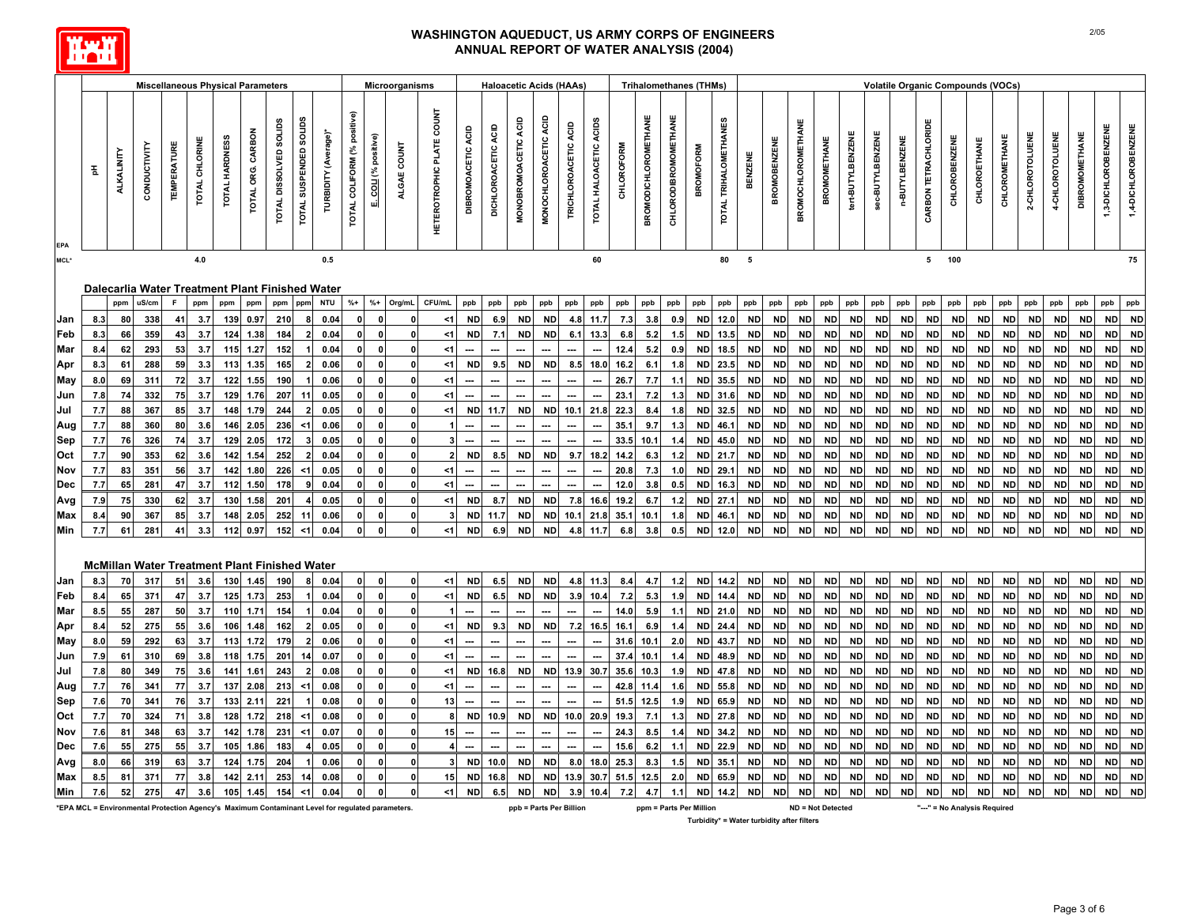# WASHINGTON AQUEDUCT, US ARMY CORPS OF ENGINEERS
## ANNUAL REPORT OF WATER ANALYSIS (2004)

| | Miscellaneous Physical Parameters | | | | | | | | | | Microorganisms | | | | Haloacetic Acids (HAAs) | | | | | | Trihalomethanes (THMs) | | | | | Volatile Organic Compounds (VOCs) | | | | | | | | | | | | | | | |
|---|---|---|---|---|---|---|---|---|---|---|---|---|---|---|---|---|---|---|---|---|---|---|---|---|---|---|---|---|---|---|---|---|---|---|---|---|---|---|---|---|---|
| EPA | pH | ALKALINITY | CONDUCTIVITY | TEMPERATURE | TOTAL CHLORINE | TOTAL HARDNESS | TOTAL ORG. CARBON | TOTAL DISSOLVED SOLIDS | TOTAL SUSPENDED SOLIDS | TURBIDITY (Average)* | TOTAL COLIFORM (% positive) | E. COLI (% positive) | ALGAE COUNT | HETEROTROPHIC PLATE COUNT | DIBROMOACETIC ACID | DICHLOROACETIC ACID | MONOBROMOACETIC ACID | MONOCHLOROACETIC ACID | TRICHLOROACETIC ACID | TOTAL HALOACETIC ACIDS | CHLOROFORM | BROMODICHLOROMETHANE | CHLORODIBROMOMETHANE | BROMOFORM | TOTAL TRIHALOMETHANES | BENZENE | BROMOBENZENE | BROMOCHLOROMETHANE | BROMOMETHANE | tert-BUTYLBENZENE | sec-BUTYLBENZENE | n-BUTYLBENZENE | CARBON TETRACHLORIDE | CHLOROBENZENE | CHLOROETHANE | CHLOROMETHANE | 2-CHLOROTOLUENE | 4-CHLOROTOLUENE | DIBROMOMETHANE | 1,3-DICHLOROBENZENE | 1,4-DICHLOROBENZENE |
| MCL* | | | | | 4.0 | | | | | 0.5 | | | | | | | | | | 60 | | | | | 80 | 5 | | | | | | | 5 | 100 | | | | | | | 75 |
| **Dalecarlia Water Treatment Plant Finished Water** | | | | | | | | | | | | | | | | | | | | | | | | | | | | | | | | | | | | | | | | | |
| | | ppm | uS/cm | F | ppm | ppm | ppm | ppm | ppm | NTU | %+ | %+ | Org/mL | CFU/mL | ppb | ppb | ppb | ppb | ppb | ppb | ppb | ppb | ppb | ppb | ppb | ppb | ppb | ppb | ppb | ppb | ppb | ppb | ppb | ppb | ppb | ppb | ppb | ppb | ppb | ppb | ppb |
| Jan | 8.3 | 80 | 338 | 41 | 3.7 | 139 | 0.97 | 210 | 8 | 0.04 | 0 | 0 | 0 | <1 | ND | 6.9 | ND | ND | 4.8 | 11.7 | 7.3 | 3.8 | 0.9 | ND | 12.0 | ND | ND | ND | ND | ND | ND | ND | ND | ND | ND | ND | ND | ND | ND | ND | ND |
| Feb | 8.3 | 66 | 359 | 43 | 3.7 | 124 | 1.38 | 184 | 2 | 0.04 | 0 | 0 | 0 | <1 | ND | 7.1 | ND | ND | 6.1 | 13.3 | 6.8 | 5.2 | 1.5 | ND | 13.5 | ND | ND | ND | ND | ND | ND | ND | ND | ND | ND | ND | ND | ND | ND | ND | ND |
| Mar | 8.4 | 62 | 293 | 53 | 3.7 | 115 | 1.27 | 152 | 1 | 0.04 | 0 | 0 | 0 | <1 | --- | --- | --- | --- | --- | --- | 12.4 | 5.2 | 0.9 | ND | 18.5 | ND | ND | ND | ND | ND | ND | ND | ND | ND | ND | ND | ND | ND | ND | ND | ND |
| Apr | 8.3 | 61 | 288 | 59 | 3.3 | 113 | 1.35 | 165 | 2 | 0.06 | 0 | 0 | 0 | <1 | ND | 9.5 | ND | ND | 8.5 | 18.0 | 16.2 | 6.1 | 1.8 | ND | 23.5 | ND | ND | ND | ND | ND | ND | ND | ND | ND | ND | ND | ND | ND | ND | ND | ND |
| May | 8.0 | 69 | 311 | 72 | 3.7 | 122 | 1.55 | 190 | 1 | 0.06 | 0 | 0 | 0 | <1 | --- | --- | --- | --- | --- | --- | 26.7 | 7.7 | 1.1 | ND | 35.5 | ND | ND | ND | ND | ND | ND | ND | ND | ND | ND | ND | ND | ND | ND | ND | ND |
| Jun | 7.8 | 74 | 332 | 75 | 3.7 | 129 | 1.76 | 207 | 11 | 0.05 | 0 | 0 | 0 | <1 | --- | --- | --- | --- | --- | --- | 23.1 | 7.2 | 1.3 | ND | 31.6 | ND | ND | ND | ND | ND | ND | ND | ND | ND | ND | ND | ND | ND | ND | ND | ND |
| Jul | 7.7 | 88 | 367 | 85 | 3.7 | 148 | 1.79 | 244 | 2 | 0.05 | 0 | 0 | 0 | <1 | ND | 11.7 | ND | ND | 10.1 | 21.8 | 22.3 | 8.4 | 1.8 | ND | 32.5 | ND | ND | ND | ND | ND | ND | ND | ND | ND | ND | ND | ND | ND | ND | ND | ND |
| Aug | 7.7 | 88 | 360 | 80 | 3.6 | 146 | 2.05 | 236 | <1 | 0.06 | 0 | 0 | 0 | 1 | --- | --- | --- | --- | --- | --- | 35.1 | 9.7 | 1.3 | ND | 46.1 | ND | ND | ND | ND | ND | ND | ND | ND | ND | ND | ND | ND | ND | ND | ND | ND |
| Sep | 7.7 | 76 | 326 | 74 | 3.7 | 129 | 2.05 | 172 | 3 | 0.05 | 0 | 0 | 0 | 3 | --- | --- | --- | --- | --- | --- | 33.5 | 10.1 | 1.4 | ND | 45.0 | ND | ND | ND | ND | ND | ND | ND | ND | ND | ND | ND | ND | ND | ND | ND | ND |
| Oct | 7.7 | 90 | 353 | 62 | 3.6 | 142 | 1.54 | 252 | 2 | 0.04 | 0 | 0 | 0 | 2 | ND | 8.5 | ND | ND | 9.7 | 18.2 | 14.2 | 6.3 | 1.2 | ND | 21.7 | ND | ND | ND | ND | ND | ND | ND | ND | ND | ND | ND | ND | ND | ND | ND | ND |
| Nov | 7.7 | 83 | 351 | 56 | 3.7 | 142 | 1.80 | 226 | <1 | 0.05 | 0 | 0 | 0 | <1 | --- | --- | --- | --- | --- | --- | 20.8 | 7.3 | 1.0 | ND | 29.1 | ND | ND | ND | ND | ND | ND | ND | ND | ND | ND | ND | ND | ND | ND | ND | ND |
| Dec | 7.7 | 65 | 281 | 47 | 3.7 | 112 | 1.50 | 178 | 9 | 0.04 | 0 | 0 | 0 | <1 | --- | --- | --- | --- | --- | --- | 12.0 | 3.8 | 0.5 | ND | 16.3 | ND | ND | ND | ND | ND | ND | ND | ND | ND | ND | ND | ND | ND | ND | ND | ND |
| Avg | 7.9 | 75 | 330 | 62 | 3.7 | 130 | 1.58 | 201 | 4 | 0.05 | 0 | 0 | 0 | <1 | ND | 8.7 | ND | ND | 7.8 | 16.6 | 19.2 | 6.7 | 1.2 | ND | 27.1 | ND | ND | ND | ND | ND | ND | ND | ND | ND | ND | ND | ND | ND | ND | ND | ND |
| Max | 8.4 | 90 | 367 | 85 | 3.7 | 148 | 2.05 | 252 | 11 | 0.06 | 0 | 0 | 0 | 3 | ND | 11.7 | ND | ND | 10.1 | 21.8 | 35.1 | 10.1 | 1.8 | ND | 46.1 | ND | ND | ND | ND | ND | ND | ND | ND | ND | ND | ND | ND | ND | ND | ND | ND |
| Min | 7.7 | 61 | 281 | 41 | 3.3 | 112 | 0.97 | 152 | <1 | 0.04 | 0 | 0 | 0 | <1 | ND | 6.9 | ND | ND | 4.8 | 11.7 | 6.8 | 3.8 | 0.5 | ND | 12.0 | ND | ND | ND | ND | ND | ND | ND | ND | ND | ND | ND | ND | ND | ND | ND | ND |
| **McMillan Water Treatment Plant Finished Water** | | | | | | | | | | | | | | | | | | | | | | | | | | | | | | | | | | | | | | | | | |
| Jan | 8.3 | 70 | 317 | 51 | 3.6 | 130 | 1.45 | 190 | 8 | 0.04 | 0 | 0 | 0 | <1 | ND | 6.5 | ND | ND | 4.8 | 11.3 | 8.4 | 4.7 | 1.2 | ND | 14.2 | ND | ND | ND | ND | ND | ND | ND | ND | ND | ND | ND | ND | ND | ND | ND | ND |
| Feb | 8.4 | 65 | 371 | 47 | 3.7 | 125 | 1.73 | 253 | 1 | 0.04 | 0 | 0 | 0 | <1 | ND | 6.5 | ND | ND | 3.9 | 10.4 | 7.2 | 5.3 | 1.9 | ND | 14.4 | ND | ND | ND | ND | ND | ND | ND | ND | ND | ND | ND | ND | ND | ND | ND | ND |
| Mar | 8.5 | 55 | 287 | 50 | 3.7 | 110 | 1.71 | 154 | 1 | 0.04 | 0 | 0 | 0 | 1 | --- | --- | --- | --- | --- | --- | 14.0 | 5.9 | 1.1 | ND | 21.0 | ND | ND | ND | ND | ND | ND | ND | ND | ND | ND | ND | ND | ND | ND | ND | ND |
| Apr | 8.4 | 52 | 275 | 55 | 3.6 | 106 | 1.48 | 162 | 2 | 0.05 | 0 | 0 | 0 | <1 | ND | 9.3 | ND | ND | 7.2 | 16.5 | 16.1 | 6.9 | 1.4 | ND | 24.4 | ND | ND | ND | ND | ND | ND | ND | ND | ND | ND | ND | ND | ND | ND | ND | ND |
| May | 8.0 | 59 | 292 | 63 | 3.7 | 113 | 1.72 | 179 | 2 | 0.06 | 0 | 0 | 0 | <1 | --- | --- | --- | --- | --- | --- | 31.6 | 10.1 | 2.0 | ND | 43.7 | ND | ND | ND | ND | ND | ND | ND | ND | ND | ND | ND | ND | ND | ND | ND | ND |
| Jun | 7.9 | 61 | 310 | 69 | 3.8 | 118 | 1.75 | 201 | 14 | 0.07 | 0 | 0 | 0 | <1 | --- | --- | --- | --- | --- | --- | 37.4 | 10.1 | 1.4 | ND | 48.9 | ND | ND | ND | ND | ND | ND | ND | ND | ND | ND | ND | ND | ND | ND | ND | ND |
| Jul | 7.8 | 80 | 349 | 75 | 3.6 | 141 | 1.61 | 243 | 2 | 0.08 | 0 | 0 | 0 | <1 | ND | 16.8 | ND | ND | 13.9 | 30.7 | 35.6 | 10.3 | 1.9 | ND | 47.8 | ND | ND | ND | ND | ND | ND | ND | ND | ND | ND | ND | ND | ND | ND | ND | ND |
| Aug | 7.7 | 76 | 341 | 77 | 3.7 | 137 | 2.08 | 213 | <1 | 0.08 | 0 | 0 | 0 | <1 | --- | --- | --- | --- | --- | --- | 42.8 | 11.4 | 1.6 | ND | 55.8 | ND | ND | ND | ND | ND | ND | ND | ND | ND | ND | ND | ND | ND | ND | ND | ND |
| Sep | 7.6 | 70 | 341 | 76 | 3.7 | 133 | 2.11 | 221 | 1 | 0.08 | 0 | 0 | 0 | 13 | --- | --- | --- | --- | --- | --- | 51.5 | 12.5 | 1.9 | ND | 65.9 | ND | ND | ND | ND | ND | ND | ND | ND | ND | ND | ND | ND | ND | ND | ND | ND |
| Oct | 7.7 | 70 | 324 | 71 | 3.8 | 128 | 1.72 | 218 | <1 | 0.08 | 0 | 0 | 0 | 8 | ND | 10.9 | ND | ND | 10.0 | 20.9 | 19.3 | 7.1 | 1.3 | ND | 27.8 | ND | ND | ND | ND | ND | ND | ND | ND | ND | ND | ND | ND | ND | ND | ND | ND |
| Nov | 7.6 | 81 | 348 | 63 | 3.7 | 142 | 1.78 | 231 | <1 | 0.07 | 0 | 0 | 0 | 15 | --- | --- | --- | --- | --- | --- | 24.3 | 8.5 | 1.4 | ND | 34.2 | ND | ND | ND | ND | ND | ND | ND | ND | ND | ND | ND | ND | ND | ND | ND | ND |
| Dec | 7.6 | 55 | 275 | 55 | 3.7 | 105 | 1.86 | 183 | 4 | 0.05 | 0 | 0 | 0 | 4 | --- | --- | --- | --- | --- | --- | 15.6 | 6.2 | 1.1 | ND | 22.9 | ND | ND | ND | ND | ND | ND | ND | ND | ND | ND | ND | ND | ND | ND | ND | ND |
| Avg | 8.0 | 66 | 319 | 63 | 3.7 | 124 | 1.75 | 204 | 1 | 0.06 | 0 | 0 | 0 | 3 | ND | 10.0 | ND | ND | 8.0 | 18.0 | 25.3 | 8.3 | 1.5 | ND | 35.1 | ND | ND | ND | ND | ND | ND | ND | ND | ND | ND | ND | ND | ND | ND | ND | ND |
| Max | 8.5 | 81 | 371 | 77 | 3.8 | 142 | 2.11 | 253 | 14 | 0.08 | 0 | 0 | 0 | 15 | ND | 16.8 | ND | ND | 13.9 | 30.7 | 51.5 | 12.5 | 2.0 | ND | 65.9 | ND | ND | ND | ND | ND | ND | ND | ND | ND | ND | ND | ND | ND | ND | ND | ND |
| Min | 7.6 | 52 | 275 | 47 | 3.6 | 105 | 1.45 | 154 | <1 | 0.04 | 0 | 0 | 0 | <1 | ND | 6.5 | ND | ND | 3.9 | 10.4 | 7.2 | 4.7 | 1.1 | ND | 14.2 | ND | ND | ND | ND | ND | ND | ND | ND | ND | ND | ND | ND | ND | ND | ND | ND |

*EPA MCL = Environmental Protection Agency's Maximum Contaminant Level for regulated parameters. ppb = Parts Per Billion ppm = Parts Per Million ND = Not Detected "---" = No Analysis Required

Turbidity* = Water turbidity after filters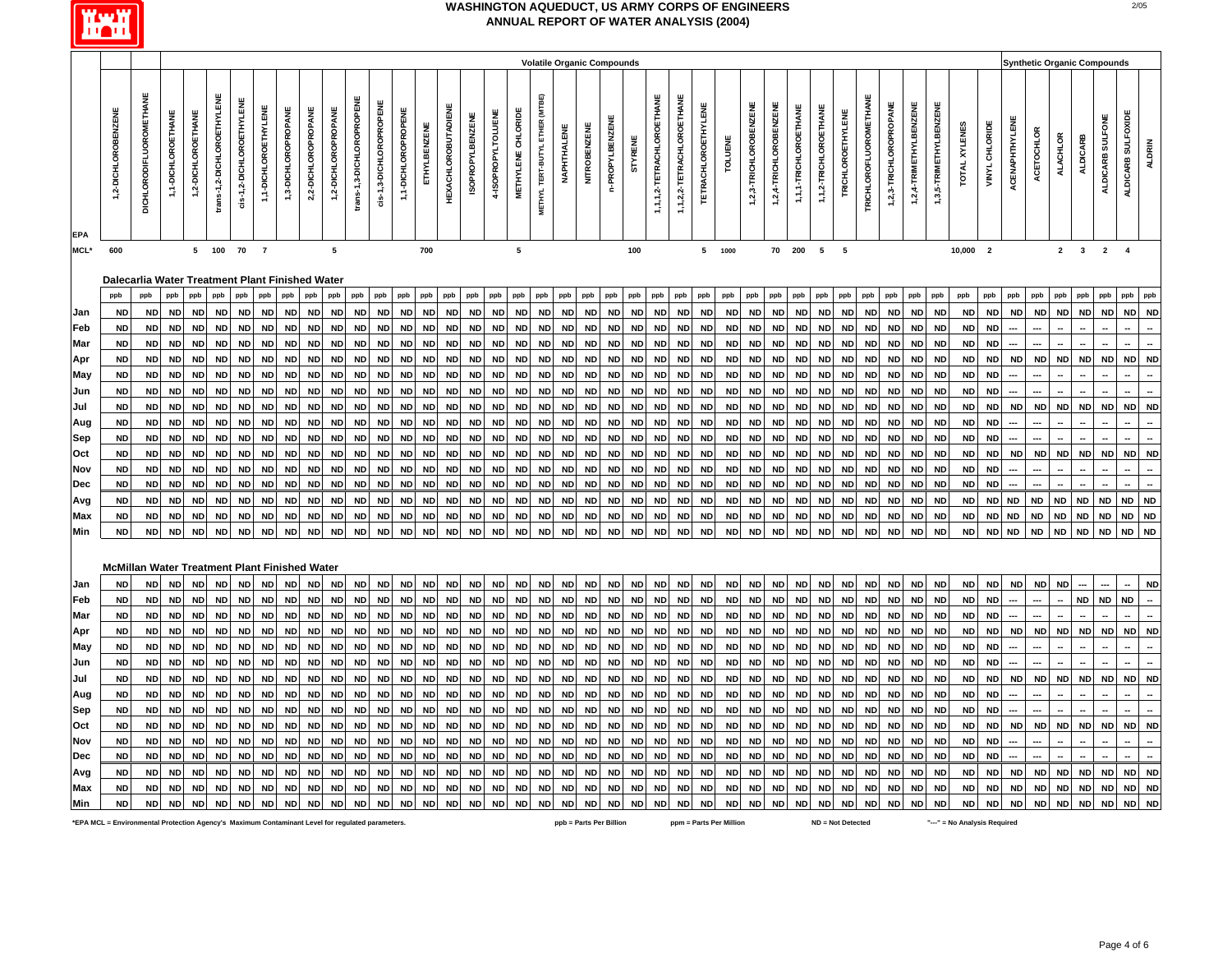# WASHINGTON AQUEDUCT, US ARMY CORPS OF ENGINEERS
## ANNUAL REPORT OF WATER ANALYSIS (2004)

| | Volatile Organic Compounds | | | | | | | | | | | | | | | | | | | | | | | | | | | | | | | | | | | | | | Synthetic Organic Compounds | | | | | | |
|---|---|---|---|---|---|---|---|---|---|---|---|---|---|---|---|---|---|---|---|---|---|---|---|---|---|---|---|---|---|---|---|---|---|---|---|---|---|---|---|---|---|---|---|---|---|
| EPA | 1,2-DICHLOROBENZENE | DICHLORODIFLUOROMETHANE | 1,1-DICHLOROETHANE | 1,2-DICHLOROETHANE | trans-1,2-DICHLOROETHYLENE | cis-1,2-DICHLOROETHYLENE | 1,1-DICHLOROETHYLENE | 1,3-DICHLOROPROPANE | 2,2-DICHLOROPROPANE | 1,2-DICHLOROPROPANE | trans-1,3-DICHLOROPROPENE | cis-1,3-DICHLOROPROPENE | 1,1-DICHLOROPROPENE | ETHYLBENZENE | HEXACHLOROBUTADIENE | ISOPROPYLBENZENE | 4-ISOPROPYLTOLUENE | METHYLENE CHLORIDE | METHYL TERT-BUTYL ETHER (MTBE) | NAPHTHALENE | NITROBENZENE | n-PROPYLBENZENE | STYRENE | 1,1,1,2-TETRACHLOROETHANE | 1,1,2,2-TETRACHLOROETHANE | TETRACHLOROETHYLENE | TOLUENE | 1,2,3-TRICHLOROBENZENE | 1,2,4-TRICHLOROBENZENE | 1,1,1-TRICHLOROETHANE | 1,1,2-TRICHLOROETHANE | TRICHLOROETHYLENE | TRICHLOROFLUOROMETHANE | 1,2,3-TRICHLOROPROPANE | 1,2,4-TRIMETHYLBENZENE | 1,3,5-TRIMETHYLBENZENE | TOTAL XYLENES | VINYL CHLORIDE | ACENAPHTHYLENE | ACETOCHLOR | ALACHLOR | ALDICARB | ALDICARB SULFONE | ALDICARB SULFOXIDE | ALDRIN |
| MCL* | 600 | | | 5 | 100 | 70 | 7 | | | 5 | | | | 700 | | | | 5 | | | | | 100 | | | 5 | 1000 | | 70 | 200 | 5 | 5 | | | | | 10,000 | 2 | | | 2 | 3 | 2 | 4 | |
| **Dalecarlia Water Treatment Plant Finished Water** | | | | | | | | | | | | | | | | | | | | | | | | | | | | | | | | | | | | | | | | | | | | | |
| | ppb | ppb | ppb | ppb | ppb | ppb | ppb | ppb | ppb | ppb | ppb | ppb | ppb | ppb | ppb | ppb | ppb | ppb | ppb | ppb | ppb | ppb | ppb | ppb | ppb | ppb | ppb | ppb | ppb | ppb | ppb | ppb | ppb | ppb | ppb | ppb | ppb | ppb | ppb | ppb | ppb | ppb | ppb | ppb | ppb |
| Jan | ND | ND | ND | ND | ND | ND | ND | ND | ND | ND | ND | ND | ND | ND | ND | ND | ND | ND | ND | ND | ND | ND | ND | ND | ND | ND | ND | ND | ND | ND | ND | ND | ND | ND | ND | ND | ND | ND | ND | ND | ND | ND | ND | ND | ND |
| Feb | ND | ND | ND | ND | ND | ND | ND | ND | ND | ND | ND | ND | ND | ND | ND | ND | ND | ND | ND | ND | ND | ND | ND | ND | ND | ND | ND | ND | ND | ND | ND | ND | ND | ND | ND | ND | ND | ND | --- | --- | -- | -- | -- | -- | -- |
| Mar | ND | ND | ND | ND | ND | ND | ND | ND | ND | ND | ND | ND | ND | ND | ND | ND | ND | ND | ND | ND | ND | ND | ND | ND | ND | ND | ND | ND | ND | ND | ND | ND | ND | ND | ND | ND | ND | ND | --- | --- | -- | -- | -- | -- | -- |
| Apr | ND | ND | ND | ND | ND | ND | ND | ND | ND | ND | ND | ND | ND | ND | ND | ND | ND | ND | ND | ND | ND | ND | ND | ND | ND | ND | ND | ND | ND | ND | ND | ND | ND | ND | ND | ND | ND | ND | ND | ND | ND | ND | ND | ND | ND |
| May | ND | ND | ND | ND | ND | ND | ND | ND | ND | ND | ND | ND | ND | ND | ND | ND | ND | ND | ND | ND | ND | ND | ND | ND | ND | ND | ND | ND | ND | ND | ND | ND | ND | ND | ND | ND | ND | ND | --- | --- | -- | -- | -- | -- | -- |
| Jun | ND | ND | ND | ND | ND | ND | ND | ND | ND | ND | ND | ND | ND | ND | ND | ND | ND | ND | ND | ND | ND | ND | ND | ND | ND | ND | ND | ND | ND | ND | ND | ND | ND | ND | ND | ND | ND | ND | --- | --- | -- | -- | -- | -- | -- |
| Jul | ND | ND | ND | ND | ND | ND | ND | ND | ND | ND | ND | ND | ND | ND | ND | ND | ND | ND | ND | ND | ND | ND | ND | ND | ND | ND | ND | ND | ND | ND | ND | ND | ND | ND | ND | ND | ND | ND | ND | ND | ND | ND | ND | ND | ND |
| Aug | ND | ND | ND | ND | ND | ND | ND | ND | ND | ND | ND | ND | ND | ND | ND | ND | ND | ND | ND | ND | ND | ND | ND | ND | ND | ND | ND | ND | ND | ND | ND | ND | ND | ND | ND | ND | ND | ND | --- | --- | -- | -- | -- | -- | -- |
| Sep | ND | ND | ND | ND | ND | ND | ND | ND | ND | ND | ND | ND | ND | ND | ND | ND | ND | ND | ND | ND | ND | ND | ND | ND | ND | ND | ND | ND | ND | ND | ND | ND | ND | ND | ND | ND | ND | ND | --- | --- | -- | -- | -- | -- | -- |
| Oct | ND | ND | ND | ND | ND | ND | ND | ND | ND | ND | ND | ND | ND | ND | ND | ND | ND | ND | ND | ND | ND | ND | ND | ND | ND | ND | ND | ND | ND | ND | ND | ND | ND | ND | ND | ND | ND | ND | ND | ND | ND | ND | ND | ND | ND |
| Nov | ND | ND | ND | ND | ND | ND | ND | ND | ND | ND | ND | ND | ND | ND | ND | ND | ND | ND | ND | ND | ND | ND | ND | ND | ND | ND | ND | ND | ND | ND | ND | ND | ND | ND | ND | ND | ND | ND | --- | --- | -- | -- | -- | -- | -- |
| Dec | ND | ND | ND | ND | ND | ND | ND | ND | ND | ND | ND | ND | ND | ND | ND | ND | ND | ND | ND | ND | ND | ND | ND | ND | ND | ND | ND | ND | ND | ND | ND | ND | ND | ND | ND | ND | ND | ND | --- | --- | -- | -- | -- | -- | -- |
| Avg | ND | ND | ND | ND | ND | ND | ND | ND | ND | ND | ND | ND | ND | ND | ND | ND | ND | ND | ND | ND | ND | ND | ND | ND | ND | ND | ND | ND | ND | ND | ND | ND | ND | ND | ND | ND | ND | ND | ND | ND | ND | ND | ND | ND | ND |
| Max | ND | ND | ND | ND | ND | ND | ND | ND | ND | ND | ND | ND | ND | ND | ND | ND | ND | ND | ND | ND | ND | ND | ND | ND | ND | ND | ND | ND | ND | ND | ND | ND | ND | ND | ND | ND | ND | ND | ND | ND | ND | ND | ND | ND | ND |
| Min | ND | ND | ND | ND | ND | ND | ND | ND | ND | ND | ND | ND | ND | ND | ND | ND | ND | ND | ND | ND | ND | ND | ND | ND | ND | ND | ND | ND | ND | ND | ND | ND | ND | ND | ND | ND | ND | ND | ND | ND | ND | ND | ND | ND | ND |
| **McMillan Water Treatment Plant Finished Water** | | | | | | | | | | | | | | | | | | | | | | | | | | | | | | | | | | | | | | | | | | | | | |
| Jan | ND | ND | ND | ND | ND | ND | ND | ND | ND | ND | ND | ND | ND | ND | ND | ND | ND | ND | ND | ND | ND | ND | ND | ND | ND | ND | ND | ND | ND | ND | ND | ND | ND | ND | ND | ND | ND | ND | ND | ND | ND | --- | --- | -- | ND |
| Feb | ND | ND | ND | ND | ND | ND | ND | ND | ND | ND | ND | ND | ND | ND | ND | ND | ND | ND | ND | ND | ND | ND | ND | ND | ND | ND | ND | ND | ND | ND | ND | ND | ND | ND | ND | ND | ND | ND | --- | --- | -- | ND | ND | ND | -- |
| Mar | ND | ND | ND | ND | ND | ND | ND | ND | ND | ND | ND | ND | ND | ND | ND | ND | ND | ND | ND | ND | ND | ND | ND | ND | ND | ND | ND | ND | ND | ND | ND | ND | ND | ND | ND | ND | ND | ND | --- | --- | -- | -- | -- | -- | -- |
| Apr | ND | ND | ND | ND | ND | ND | ND | ND | ND | ND | ND | ND | ND | ND | ND | ND | ND | ND | ND | ND | ND | ND | ND | ND | ND | ND | ND | ND | ND | ND | ND | ND | ND | ND | ND | ND | ND | ND | ND | ND | ND | ND | ND | ND | ND |
| May | ND | ND | ND | ND | ND | ND | ND | ND | ND | ND | ND | ND | ND | ND | ND | ND | ND | ND | ND | ND | ND | ND | ND | ND | ND | ND | ND | ND | ND | ND | ND | ND | ND | ND | ND | ND | ND | ND | --- | --- | -- | -- | -- | -- | -- |
| Jun | ND | ND | ND | ND | ND | ND | ND | ND | ND | ND | ND | ND | ND | ND | ND | ND | ND | ND | ND | ND | ND | ND | ND | ND | ND | ND | ND | ND | ND | ND | ND | ND | ND | ND | ND | ND | ND | ND | --- | --- | -- | -- | -- | -- | -- |
| Jul | ND | ND | ND | ND | ND | ND | ND | ND | ND | ND | ND | ND | ND | ND | ND | ND | ND | ND | ND | ND | ND | ND | ND | ND | ND | ND | ND | ND | ND | ND | ND | ND | ND | ND | ND | ND | ND | ND | ND | ND | ND | ND | ND | ND | ND |
| Aug | ND | ND | ND | ND | ND | ND | ND | ND | ND | ND | ND | ND | ND | ND | ND | ND | ND | ND | ND | ND | ND | ND | ND | ND | ND | ND | ND | ND | ND | ND | ND | ND | ND | ND | ND | ND | ND | ND | --- | --- | -- | -- | -- | -- | -- |
| Sep | ND | ND | ND | ND | ND | ND | ND | ND | ND | ND | ND | ND | ND | ND | ND | ND | ND | ND | ND | ND | ND | ND | ND | ND | ND | ND | ND | ND | ND | ND | ND | ND | ND | ND | ND | ND | ND | ND | --- | --- | -- | -- | -- | -- | -- |
| Oct | ND | ND | ND | ND | ND | ND | ND | ND | ND | ND | ND | ND | ND | ND | ND | ND | ND | ND | ND | ND | ND | ND | ND | ND | ND | ND | ND | ND | ND | ND | ND | ND | ND | ND | ND | ND | ND | ND | ND | ND | ND | ND | ND | ND | ND |
| Nov | ND | ND | ND | ND | ND | ND | ND | ND | ND | ND | ND | ND | ND | ND | ND | ND | ND | ND | ND | ND | ND | ND | ND | ND | ND | ND | ND | ND | ND | ND | ND | ND | ND | ND | ND | ND | ND | ND | --- | --- | -- | -- | -- | -- | -- |
| Dec | ND | ND | ND | ND | ND | ND | ND | ND | ND | ND | ND | ND | ND | ND | ND | ND | ND | ND | ND | ND | ND | ND | ND | ND | ND | ND | ND | ND | ND | ND | ND | ND | ND | ND | ND | ND | ND | ND | --- | --- | -- | -- | -- | -- | -- |
| Avg | ND | ND | ND | ND | ND | ND | ND | ND | ND | ND | ND | ND | ND | ND | ND | ND | ND | ND | ND | ND | ND | ND | ND | ND | ND | ND | ND | ND | ND | ND | ND | ND | ND | ND | ND | ND | ND | ND | ND | ND | ND | ND | ND | ND | ND |
| Max | ND | ND | ND | ND | ND | ND | ND | ND | ND | ND | ND | ND | ND | ND | ND | ND | ND | ND | ND | ND | ND | ND | ND | ND | ND | ND | ND | ND | ND | ND | ND | ND | ND | ND | ND | ND | ND | ND | ND | ND | ND | ND | ND | ND | ND |
| Min | ND | ND | ND | ND | ND | ND | ND | ND | ND | ND | ND | ND | ND | ND | ND | ND | ND | ND | ND | ND | ND | ND | ND | ND | ND | ND | ND | ND | ND | ND | ND | ND | ND | ND | ND | ND | ND | ND | ND | ND | ND | ND | ND | ND | ND |

*EPA MCL = Environmental Protection Agency's Maximum Contaminant Level for regulated parameters.  ppb = Parts Per Billion  ppm = Parts Per Million  ND = Not Detected  "---" = No Analysis Required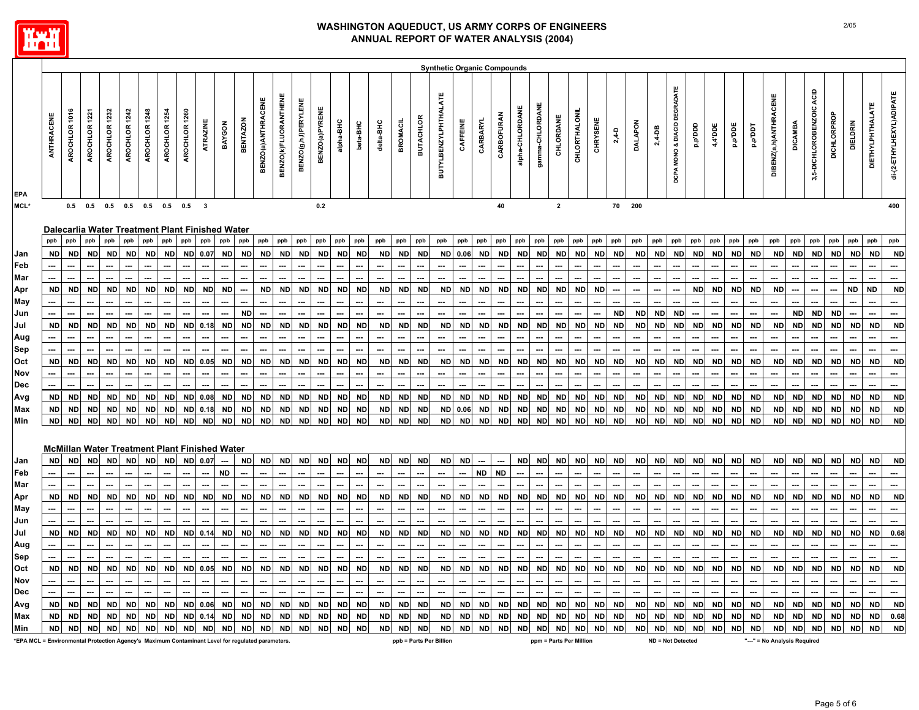# WASHINGTON AQUEDUCT, US ARMY CORPS OF ENGINEERS
## ANNUAL REPORT OF WATER ANALYSIS (2004)

### Synthetic Organic Compounds

| | ANTHRACENE | AROCHLOR 1016 | AROCHLOR 1221 | AROCHLOR 1232 | AROCHLOR 1242 | AROCHLOR 1248 | AROCHLOR 1254 | AROCHLOR 1260 | ATRAZINE | BAYGON | BENTAZON | BENZO(a)ANTHRACENE | BENZO(k)FLUORANTHENE | BENZO(g,h,i)PERYLENE | BENZO(a)PYRENE | alpha-BHC | beta-BHC | delta-BHC | BROMACIL | BUTACHLOR | BUTYLBENZYLPHTHALATE | CAFFEINE | CARBARYL | CARBOFURAN | alpha-CHLORDANE | gamma-CHLORDANE | CHLORDANE | CHLORTHALONIL | CHRYSENE | 2,4-D | DALAPON | 2,4-DB | DCPA MONO & DIACID DEGRADATE | p,p'DDD | 4,4'DDE | p,p'DDE | p,p'DDT | DIBENZ(a,h)ANTHRACENE | DICAMBA | 3,5-DICHLOROBENZOIC ACID | DICHLORPROP | DIELDRIN | DIETHYLPHTHALATE | di-(2-ETHYLHEXYL)ADIPATE |
|---|---|---|---|---|---|---|---|---|---|---|---|---|---|---|---|---|---|---|---|---|---|---|---|---|---|---|---|---|---|---|---|---|---|---|---|---|---|---|---|---|---|---|---|---|
| EPA MCL* | | 0.5 | 0.5 | 0.5 | 0.5 | 0.5 | 0.5 | 0.5 | 3 | | | | | | 0.2 | | | | | | | | | 40 | | | 2 | | | 70 | 200 | | | | | | | | | | | | | 400 |
| **Dalecarlia Water Treatment Plant Finished Water** | | | | | | | | | | | | | | | | | | | | | | | | | | | | | | | | | | | | | | | | | | | | |
| | ppb | ppb | ppb | ppb | ppb | ppb | ppb | ppb | ppb | ppb | ppb | ppb | ppb | ppb | ppb | ppb | ppb | ppb | ppb | ppb | ppb | ppb | ppb | ppb | ppb | ppb | ppb | ppb | ppb | ppb | ppb | ppb | ppb | ppb | ppb | ppb | ppb | ppb | ppb | ppb | ppb | ppb | ppb | ppb |
| Jan | ND | ND | ND | ND | ND | ND | ND | ND | 0.07 | ND | ND | ND | ND | ND | ND | ND | ND | ND | ND | ND | ND | 0.06 | ND | ND | ND | ND | ND | ND | ND | ND | ND | ND | ND | ND | ND | ND | ND | ND | ND | ND | ND | ND | ND | ND |
| Feb | --- | --- | --- | --- | --- | --- | --- | --- | --- | --- | --- | --- | --- | --- | --- | --- | --- | --- | --- | --- | --- | --- | --- | --- | --- | --- | --- | --- | --- | --- | --- | --- | --- | --- | --- | --- | --- | --- | --- | --- | --- | --- | --- | --- |
| Mar | --- | --- | --- | --- | --- | --- | --- | --- | --- | --- | --- | --- | --- | --- | --- | --- | --- | --- | --- | --- | --- | --- | --- | --- | --- | --- | --- | --- | --- | --- | --- | --- | --- | --- | --- | --- | --- | --- | --- | --- | --- | --- | --- | --- |
| Apr | ND | ND | ND | ND | ND | ND | ND | ND | ND | ND | --- | ND | ND | ND | ND | ND | ND | ND | ND | ND | ND | ND | ND | ND | ND | ND | ND | ND | ND | --- | --- | --- | --- | ND | ND | ND | ND | ND | --- | --- | --- | ND | ND | ND |
| May | --- | --- | --- | --- | --- | --- | --- | --- | --- | --- | --- | --- | --- | --- | --- | --- | --- | --- | --- | --- | --- | --- | --- | --- | --- | --- | --- | --- | --- | --- | --- | --- | --- | --- | --- | --- | --- | --- | --- | --- | --- | --- | --- | --- |
| Jun | --- | --- | --- | --- | --- | --- | --- | --- | --- | --- | ND | --- | --- | --- | --- | --- | --- | --- | --- | --- | --- | --- | --- | --- | --- | --- | --- | --- | --- | ND | ND | ND | ND | --- | --- | --- | --- | --- | ND | ND | ND | --- | --- | --- |
| Jul | ND | ND | ND | ND | ND | ND | ND | ND | 0.18 | ND | ND | ND | ND | ND | ND | ND | ND | ND | ND | ND | ND | ND | ND | ND | ND | ND | ND | ND | ND | ND | ND | ND | ND | ND | ND | ND | ND | ND | ND | ND | ND | ND | ND | ND |
| Aug | --- | --- | --- | --- | --- | --- | --- | --- | --- | --- | --- | --- | --- | --- | --- | --- | --- | --- | --- | --- | --- | --- | --- | --- | --- | --- | --- | --- | --- | --- | --- | --- | --- | --- | --- | --- | --- | --- | --- | --- | --- | --- | --- | --- |
| Sep | --- | --- | --- | --- | --- | --- | --- | --- | --- | --- | --- | --- | --- | --- | --- | --- | --- | --- | --- | --- | --- | --- | --- | --- | --- | --- | --- | --- | --- | --- | --- | --- | --- | --- | --- | --- | --- | --- | --- | --- | --- | --- | --- | --- |
| Oct | ND | ND | ND | ND | ND | ND | ND | ND | 0.05 | ND | ND | ND | ND | ND | ND | ND | ND | ND | ND | ND | ND | ND | ND | ND | ND | ND | ND | ND | ND | ND | ND | ND | ND | ND | ND | ND | ND | ND | ND | ND | ND | ND | ND | ND |
| Nov | --- | --- | --- | --- | --- | --- | --- | --- | --- | --- | --- | --- | --- | --- | --- | --- | --- | --- | --- | --- | --- | --- | --- | --- | --- | --- | --- | --- | --- | --- | --- | --- | --- | --- | --- | --- | --- | --- | --- | --- | --- | --- | --- | --- |
| Dec | --- | --- | --- | --- | --- | --- | --- | --- | --- | --- | --- | --- | --- | --- | --- | --- | --- | --- | --- | --- | --- | --- | --- | --- | --- | --- | --- | --- | --- | --- | --- | --- | --- | --- | --- | --- | --- | --- | --- | --- | --- | --- | --- | --- |
| Avg | ND | ND | ND | ND | ND | ND | ND | ND | 0.08 | ND | ND | ND | ND | ND | ND | ND | ND | ND | ND | ND | ND | ND | ND | ND | ND | ND | ND | ND | ND | ND | ND | ND | ND | ND | ND | ND | ND | ND | ND | ND | ND | ND | ND | ND |
| Max | ND | ND | ND | ND | ND | ND | ND | ND | 0.18 | ND | ND | ND | ND | ND | ND | ND | ND | ND | ND | ND | ND | 0.06 | ND | ND | ND | ND | ND | ND | ND | ND | ND | ND | ND | ND | ND | ND | ND | ND | ND | ND | ND | ND | ND | ND |
| Min | ND | ND | ND | ND | ND | ND | ND | ND | ND | ND | ND | ND | ND | ND | ND | ND | ND | ND | ND | ND | ND | ND | ND | ND | ND | ND | ND | ND | ND | ND | ND | ND | ND | ND | ND | ND | ND | ND | ND | ND | ND | ND | ND | ND |
| **McMillan Water Treatment Plant Finished Water** | | | | | | | | | | | | | | | | | | | | | | | | | | | | | | | | | | | | | | | | | | | | |
| Jan | ND | ND | ND | ND | ND | ND | ND | ND | 0.07 | --- | ND | ND | ND | ND | ND | ND | ND | ND | ND | ND | ND | ND | --- | --- | ND | ND | ND | ND | ND | ND | ND | ND | ND | ND | ND | ND | ND | ND | ND | ND | ND | ND | ND | ND |
| Feb | --- | --- | --- | --- | --- | --- | --- | --- | --- | ND | --- | --- | --- | --- | --- | --- | --- | --- | --- | --- | --- | --- | ND | ND | --- | --- | --- | --- | --- | --- | --- | --- | --- | --- | --- | --- | --- | --- | --- | --- | --- | --- | --- | --- |
| Mar | --- | --- | --- | --- | --- | --- | --- | --- | --- | --- | --- | --- | --- | --- | --- | --- | --- | --- | --- | --- | --- | --- | --- | --- | --- | --- | --- | --- | --- | --- | --- | --- | --- | --- | --- | --- | --- | --- | --- | --- | --- | --- | --- | --- |
| Apr | ND | ND | ND | ND | ND | ND | ND | ND | ND | ND | ND | ND | ND | ND | ND | ND | ND | ND | ND | ND | ND | ND | ND | ND | ND | ND | ND | ND | ND | ND | ND | ND | ND | ND | ND | ND | ND | ND | ND | ND | ND | ND | ND | ND |
| May | --- | --- | --- | --- | --- | --- | --- | --- | --- | --- | --- | --- | --- | --- | --- | --- | --- | --- | --- | --- | --- | --- | --- | --- | --- | --- | --- | --- | --- | --- | --- | --- | --- | --- | --- | --- | --- | --- | --- | --- | --- | --- | --- | --- |
| Jun | --- | --- | --- | --- | --- | --- | --- | --- | --- | --- | --- | --- | --- | --- | --- | --- | --- | --- | --- | --- | --- | --- | --- | --- | --- | --- | --- | --- | --- | --- | --- | --- | --- | --- | --- | --- | --- | --- | --- | --- | --- | --- | --- | --- |
| Jul | ND | ND | ND | ND | ND | ND | ND | ND | 0.14 | ND | ND | ND | ND | ND | ND | ND | ND | ND | ND | ND | ND | ND | ND | ND | ND | ND | ND | ND | ND | ND | ND | ND | ND | ND | ND | ND | ND | ND | ND | ND | ND | ND | ND | 0.68 |
| Aug | --- | --- | --- | --- | --- | --- | --- | --- | --- | --- | --- | --- | --- | --- | --- | --- | --- | --- | --- | --- | --- | --- | --- | --- | --- | --- | --- | --- | --- | --- | --- | --- | --- | --- | --- | --- | --- | --- | --- | --- | --- | --- | --- | --- |
| Sep | --- | --- | --- | --- | --- | --- | --- | --- | --- | --- | --- | --- | --- | --- | --- | --- | --- | --- | --- | --- | --- | --- | --- | --- | --- | --- | --- | --- | --- | --- | --- | --- | --- | --- | --- | --- | --- | --- | --- | --- | --- | --- | --- | --- |
| Oct | ND | ND | ND | ND | ND | ND | ND | ND | 0.05 | ND | ND | ND | ND | ND | ND | ND | ND | ND | ND | ND | ND | ND | ND | ND | ND | ND | ND | ND | ND | ND | ND | ND | ND | ND | ND | ND | ND | ND | ND | ND | ND | ND | ND | ND |
| Nov | --- | --- | --- | --- | --- | --- | --- | --- | --- | --- | --- | --- | --- | --- | --- | --- | --- | --- | --- | --- | --- | --- | --- | --- | --- | --- | --- | --- | --- | --- | --- | --- | --- | --- | --- | --- | --- | --- | --- | --- | --- | --- | --- | --- |
| Dec | --- | --- | --- | --- | --- | --- | --- | --- | --- | --- | --- | --- | --- | --- | --- | --- | --- | --- | --- | --- | --- | --- | --- | --- | --- | --- | --- | --- | --- | --- | --- | --- | --- | --- | --- | --- | --- | --- | --- | --- | --- | --- | --- | --- |
| Avg | ND | ND | ND | ND | ND | ND | ND | ND | 0.06 | ND | ND | ND | ND | ND | ND | ND | ND | ND | ND | ND | ND | ND | ND | ND | ND | ND | ND | ND | ND | ND | ND | ND | ND | ND | ND | ND | ND | ND | ND | ND | ND | ND | ND | ND |
| Max | ND | ND | ND | ND | ND | ND | ND | ND | 0.14 | ND | ND | ND | ND | ND | ND | ND | ND | ND | ND | ND | ND | ND | ND | ND | ND | ND | ND | ND | ND | ND | ND | ND | ND | ND | ND | ND | ND | ND | ND | ND | ND | ND | ND | 0.68 |
| Min | ND | ND | ND | ND | ND | ND | ND | ND | ND | ND | ND | ND | ND | ND | ND | ND | ND | ND | ND | ND | ND | ND | ND | ND | ND | ND | ND | ND | ND | ND | ND | ND | ND | ND | ND | ND | ND | ND | ND | ND | ND | ND | ND | ND |

*EPA MCL = Environmental Protection Agency's Maximum Contaminant Level for regulated parameters. ppb = Parts Per Billion ppm = Parts Per Million ND = Not Detected "---" = No Analysis Required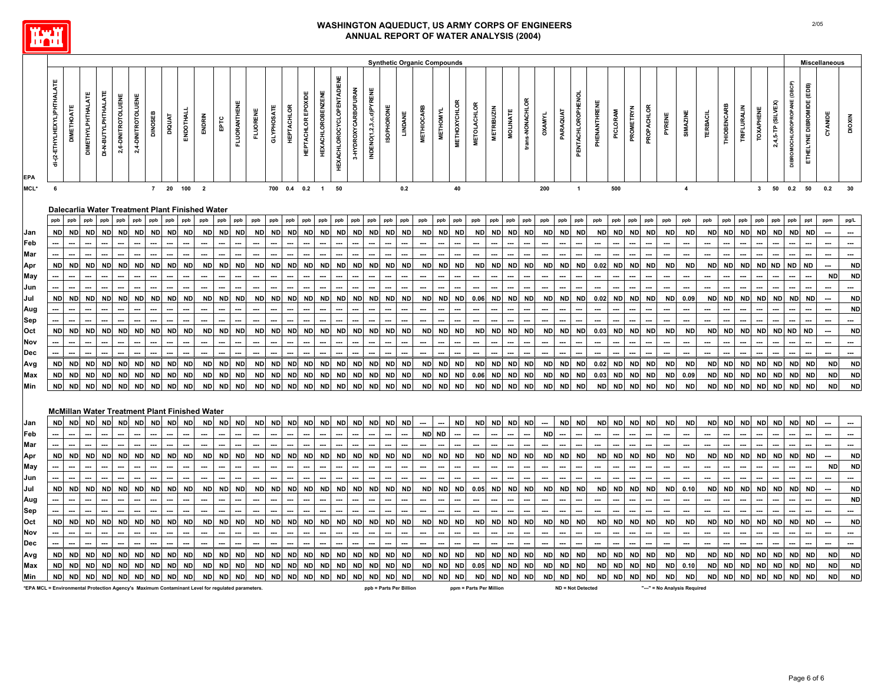# WASHINGTON AQUEDUCT, US ARMY CORPS OF ENGINEERS
## ANNUAL REPORT OF WATER ANALYSIS (2004)

| | Synthetic Organic Compounds | | | | | | | | | | | | | | | | | | | | | | | | | | | | | | | | | | | | | | | | | | | | | Miscellaneous | |
|---|---|---|---|---|---|---|---|---|---|---|---|---|---|---|---|---|---|---|---|---|---|---|---|---|---|---|---|---|---|---|---|---|---|---|---|---|---|---|---|---|---|---|---|---|---|---|---|
| EPA | di-(2-ETHYLHEXYL)PHTHALATE | DIMETHOATE | DIMETHYLPHTHALATE | DI-N-BUTYLPHTHALATE | 2,6-DINITROTOLUENE | 2,4-DINITROTOLUENE | DINOSEB | DIQUAT | ENDOTHALL | ENDRIN | EPTC | FLUORANTHENE | FLUORENE | GLYPHOSATE | HEPTACHLOR | HEPTACHLOR EPOXIDE | HEXACHLOROBENZENE | HEXACHLOROCYCLOPENTADIENE | 3-HYDROXYCARBOFURAN | INDENO(1,2,3,c,d)PYRENE | ISOPHORONE | LINDANE | METHIOCARB | METHOMYL | METHOXYCHLOR | METOLACHLOR | METRIBUZIN | MOLINATE | trans-NONACHLOR | OXAMYL | PARAQUAT | PENTACHLOROPHENOL | PHENANTHRENE | PICLORAM | PROMETRYN | PROPACHLOR | PYRENE | SIMAZINE | TERBACIL | THIOBENCARB | TRIFLURALIN | TOXAPHENE | 2,4,5-TP (SILVEX) | DIBROMOCHLOROPROPANE (DBCP) | ETHYLENE DIBROMIDE (EDB) | CYANIDE | DIOXIN |
| MCL* | 6 | | | | | | 7 | 20 | 100 | 2 | | | | 700 | 0.4 | 0.2 | 1 | 50 | | | | 0.2 | | | 40 | | | | | 200 | | 1 | | 500 | | | | 4 | | | | 3 | 50 | 0.2 | 50 | 0.2 | 30 |
| **Dalecarlia Water Treatment Plant Finished Water** | | | | | | | | | | | | | | | | | | | | | | | | | | | | | | | | | | | | | | | | | | | | | | | |
| | ppb | ppb | ppb | ppb | ppb | ppb | ppb | ppb | ppb | ppb | ppb | ppb | ppb | ppb | ppb | ppb | ppb | ppb | ppb | ppb | ppb | ppb | ppb | ppb | ppb | ppb | ppb | ppb | ppb | ppb | ppb | ppb | ppb | ppb | ppb | ppb | ppb | ppb | ppb | ppb | ppb | ppb | ppb | ppb | ppt | ppm | pg/L |
| Jan | ND | ND | ND | ND | ND | ND | ND | ND | ND | ND | ND | ND | ND | ND | ND | ND | ND | ND | ND | ND | ND | ND | ND | ND | ND | ND | ND | ND | ND | ND | ND | ND | ND | ND | ND | ND | ND | ND | ND | ND | ND | ND | ND | ND | ND | --- | --- |
| Feb | --- | --- | --- | --- | --- | --- | --- | --- | --- | --- | --- | --- | --- | --- | --- | --- | --- | --- | --- | --- | --- | --- | --- | --- | --- | --- | --- | --- | --- | --- | --- | --- | --- | --- | --- | --- | --- | --- | --- | --- | --- | --- | --- | --- | --- | --- | --- |
| Mar | --- | --- | --- | --- | --- | --- | --- | --- | --- | --- | --- | --- | --- | --- | --- | --- | --- | --- | --- | --- | --- | --- | --- | --- | --- | --- | --- | --- | --- | --- | --- | --- | --- | --- | --- | --- | --- | --- | --- | --- | --- | --- | --- | --- | --- | --- | --- |
| Apr | ND | ND | ND | ND | ND | ND | ND | ND | ND | ND | ND | ND | ND | ND | ND | ND | ND | ND | ND | ND | ND | ND | ND | ND | ND | ND | ND | ND | ND | ND | ND | ND | 0.02 | ND | ND | ND | ND | ND | ND | ND | ND | ND | ND | ND | ND | --- | ND |
| May | --- | --- | --- | --- | --- | --- | --- | --- | --- | --- | --- | --- | --- | --- | --- | --- | --- | --- | --- | --- | --- | --- | --- | --- | --- | --- | --- | --- | --- | --- | --- | --- | --- | --- | --- | --- | --- | --- | --- | --- | --- | --- | --- | --- | --- | ND | ND |
| Jun | --- | --- | --- | --- | --- | --- | --- | --- | --- | --- | --- | --- | --- | --- | --- | --- | --- | --- | --- | --- | --- | --- | --- | --- | --- | --- | --- | --- | --- | --- | --- | --- | --- | --- | --- | --- | --- | --- | --- | --- | --- | --- | --- | --- | --- | --- | --- |
| Jul | ND | ND | ND | ND | ND | ND | ND | ND | ND | ND | ND | ND | ND | ND | ND | ND | ND | ND | ND | ND | ND | ND | ND | ND | ND | 0.06 | ND | ND | ND | ND | ND | ND | 0.02 | ND | ND | ND | ND | 0.09 | ND | ND | ND | ND | ND | ND | ND | --- | ND |
| Aug | --- | --- | --- | --- | --- | --- | --- | --- | --- | --- | --- | --- | --- | --- | --- | --- | --- | --- | --- | --- | --- | --- | --- | --- | --- | --- | --- | --- | --- | --- | --- | --- | --- | --- | --- | --- | --- | --- | --- | --- | --- | --- | --- | --- | --- | --- | ND |
| Sep | --- | --- | --- | --- | --- | --- | --- | --- | --- | --- | --- | --- | --- | --- | --- | --- | --- | --- | --- | --- | --- | --- | --- | --- | --- | --- | --- | --- | --- | --- | --- | --- | --- | --- | --- | --- | --- | --- | --- | --- | --- | --- | --- | --- | --- | --- | --- |
| Oct | ND | ND | ND | ND | ND | ND | ND | ND | ND | ND | ND | ND | ND | ND | ND | ND | ND | ND | ND | ND | ND | ND | ND | ND | ND | ND | ND | ND | ND | ND | ND | ND | 0.03 | ND | ND | ND | ND | ND | ND | ND | ND | ND | ND | ND | ND | --- | ND |
| Nov | --- | --- | --- | --- | --- | --- | --- | --- | --- | --- | --- | --- | --- | --- | --- | --- | --- | --- | --- | --- | --- | --- | --- | --- | --- | --- | --- | --- | --- | --- | --- | --- | --- | --- | --- | --- | --- | --- | --- | --- | --- | --- | --- | --- | --- | --- | --- |
| Dec | --- | --- | --- | --- | --- | --- | --- | --- | --- | --- | --- | --- | --- | --- | --- | --- | --- | --- | --- | --- | --- | --- | --- | --- | --- | --- | --- | --- | --- | --- | --- | --- | --- | --- | --- | --- | --- | --- | --- | --- | --- | --- | --- | --- | --- | --- | --- |
| Avg | ND | ND | ND | ND | ND | ND | ND | ND | ND | ND | ND | ND | ND | ND | ND | ND | ND | ND | ND | ND | ND | ND | ND | ND | ND | ND | ND | ND | ND | ND | ND | ND | 0.02 | ND | ND | ND | ND | ND | ND | ND | ND | ND | ND | ND | ND | ND | ND |
| Max | ND | ND | ND | ND | ND | ND | ND | ND | ND | ND | ND | ND | ND | ND | ND | ND | ND | ND | ND | ND | ND | ND | ND | ND | ND | 0.06 | ND | ND | ND | ND | ND | ND | 0.03 | ND | ND | ND | ND | 0.09 | ND | ND | ND | ND | ND | ND | ND | ND | ND |
| Min | ND | ND | ND | ND | ND | ND | ND | ND | ND | ND | ND | ND | ND | ND | ND | ND | ND | ND | ND | ND | ND | ND | ND | ND | ND | ND | ND | ND | ND | ND | ND | ND | ND | ND | ND | ND | ND | ND | ND | ND | ND | ND | ND | ND | ND | ND | ND |
| **McMillan Water Treatment Plant Finished Water** | | | | | | | | | | | | | | | | | | | | | | | | | | | | | | | | | | | | | | | | | | | | | | | |
| Jan | ND | ND | ND | ND | ND | ND | ND | ND | ND | ND | ND | ND | ND | ND | ND | ND | ND | ND | ND | ND | ND | ND | --- | --- | ND | ND | ND | ND | ND | --- | ND | ND | ND | ND | ND | ND | ND | ND | ND | ND | ND | ND | ND | ND | ND | --- | --- |
| Feb | --- | --- | --- | --- | --- | --- | --- | --- | --- | --- | --- | --- | --- | --- | --- | --- | --- | --- | --- | --- | --- | --- | ND | ND | --- | --- | --- | --- | --- | ND | --- | --- | --- | --- | --- | --- | --- | --- | --- | --- | --- | --- | --- | --- | --- | --- | --- |
| Mar | --- | --- | --- | --- | --- | --- | --- | --- | --- | --- | --- | --- | --- | --- | --- | --- | --- | --- | --- | --- | --- | --- | --- | --- | --- | --- | --- | --- | --- | --- | --- | --- | --- | --- | --- | --- | --- | --- | --- | --- | --- | --- | --- | --- | --- | --- | --- |
| Apr | ND | ND | ND | ND | ND | ND | ND | ND | ND | ND | ND | ND | ND | ND | ND | ND | ND | ND | ND | ND | ND | ND | ND | ND | ND | ND | ND | ND | ND | ND | ND | ND | ND | ND | ND | ND | ND | ND | ND | ND | ND | ND | ND | ND | ND | --- | ND |
| May | --- | --- | --- | --- | --- | --- | --- | --- | --- | --- | --- | --- | --- | --- | --- | --- | --- | --- | --- | --- | --- | --- | --- | --- | --- | --- | --- | --- | --- | --- | --- | --- | --- | --- | --- | --- | --- | --- | --- | --- | --- | --- | --- | --- | --- | ND | ND |
| Jun | --- | --- | --- | --- | --- | --- | --- | --- | --- | --- | --- | --- | --- | --- | --- | --- | --- | --- | --- | --- | --- | --- | --- | --- | --- | --- | --- | --- | --- | --- | --- | --- | --- | --- | --- | --- | --- | --- | --- | --- | --- | --- | --- | --- | --- | --- | --- |
| Jul | ND | ND | ND | ND | ND | ND | ND | ND | ND | ND | ND | ND | ND | ND | ND | ND | ND | ND | ND | ND | ND | ND | ND | ND | ND | 0.05 | ND | ND | ND | ND | ND | ND | ND | ND | ND | ND | ND | 0.10 | ND | ND | ND | ND | ND | ND | ND | --- | ND |
| Aug | --- | --- | --- | --- | --- | --- | --- | --- | --- | --- | --- | --- | --- | --- | --- | --- | --- | --- | --- | --- | --- | --- | --- | --- | --- | --- | --- | --- | --- | --- | --- | --- | --- | --- | --- | --- | --- | --- | --- | --- | --- | --- | --- | --- | --- | --- | ND |
| Sep | --- | --- | --- | --- | --- | --- | --- | --- | --- | --- | --- | --- | --- | --- | --- | --- | --- | --- | --- | --- | --- | --- | --- | --- | --- | --- | --- | --- | --- | --- | --- | --- | --- | --- | --- | --- | --- | --- | --- | --- | --- | --- | --- | --- | --- | --- | --- |
| Oct | ND | ND | ND | ND | ND | ND | ND | ND | ND | ND | ND | ND | ND | ND | ND | ND | ND | ND | ND | ND | ND | ND | ND | ND | ND | ND | ND | ND | ND | ND | ND | ND | ND | ND | ND | ND | ND | ND | ND | ND | ND | ND | ND | ND | ND | --- | ND |
| Nov | --- | --- | --- | --- | --- | --- | --- | --- | --- | --- | --- | --- | --- | --- | --- | --- | --- | --- | --- | --- | --- | --- | --- | --- | --- | --- | --- | --- | --- | --- | --- | --- | --- | --- | --- | --- | --- | --- | --- | --- | --- | --- | --- | --- | --- | --- | --- |
| Dec | --- | --- | --- | --- | --- | --- | --- | --- | --- | --- | --- | --- | --- | --- | --- | --- | --- | --- | --- | --- | --- | --- | --- | --- | --- | --- | --- | --- | --- | --- | --- | --- | --- | --- | --- | --- | --- | --- | --- | --- | --- | --- | --- | --- | --- | --- | --- |
| Avg | ND | ND | ND | ND | ND | ND | ND | ND | ND | ND | ND | ND | ND | ND | ND | ND | ND | ND | ND | ND | ND | ND | ND | ND | ND | ND | ND | ND | ND | ND | ND | ND | ND | ND | ND | ND | ND | ND | ND | ND | ND | ND | ND | ND | ND | ND | ND |
| Max | ND | ND | ND | ND | ND | ND | ND | ND | ND | ND | ND | ND | ND | ND | ND | ND | ND | ND | ND | ND | ND | ND | ND | ND | ND | 0.05 | ND | ND | ND | ND | ND | ND | ND | ND | ND | ND | ND | 0.10 | ND | ND | ND | ND | ND | ND | ND | ND | ND |
| Min | ND | ND | ND | ND | ND | ND | ND | ND | ND | ND | ND | ND | ND | ND | ND | ND | ND | ND | ND | ND | ND | ND | ND | ND | ND | ND | ND | ND | ND | ND | ND | ND | ND | ND | ND | ND | ND | ND | ND | ND | ND | ND | ND | ND | ND | ND | ND |

*EPA MCL = Environmental Protection Agency's Maximum Contaminant Level for regulated parameters. ppb = Parts Per Billion ppm = Parts Per Million ND = Not Detected "---" = No Analysis Required